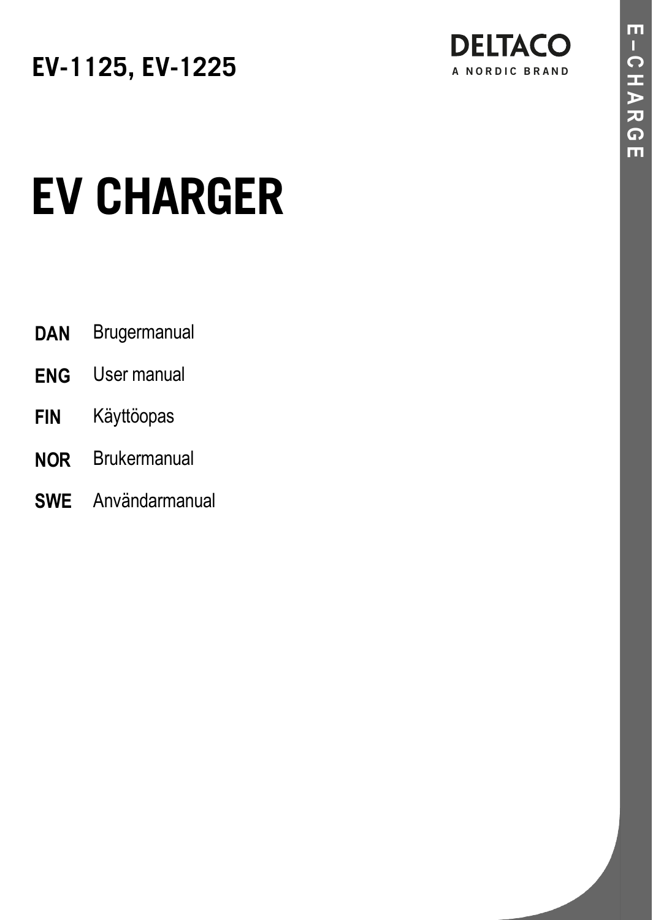**EV-1125, EV-1225**

DELTACO
A NORDIC BRAND

E-CHARGE

# EV CHARGER

**DAN** Brugermanual

**ENG** User manual

**FIN** Käyttöopas

**NOR** Brukermanual

**SWE** Användarmanual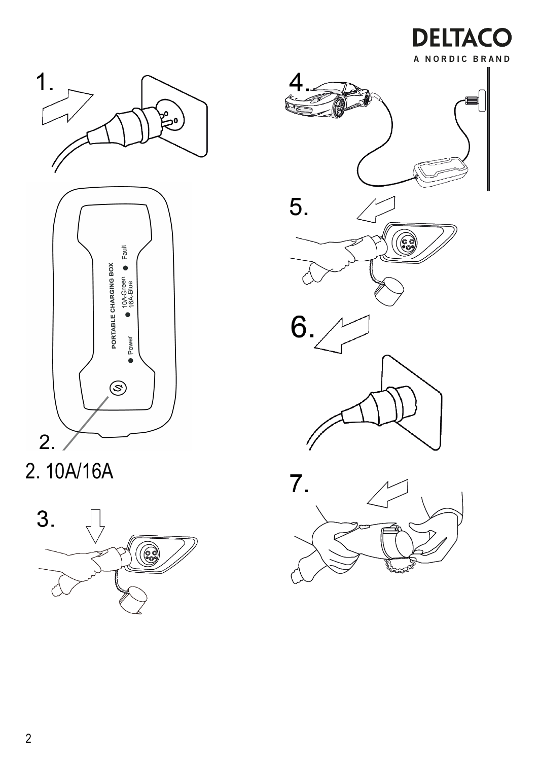1.

PORTABLE CHARGING BOX

Power

10A-Green
16A-Blue

Fault

2.

2. 10A/16A

3.

4.

5.

6.

7.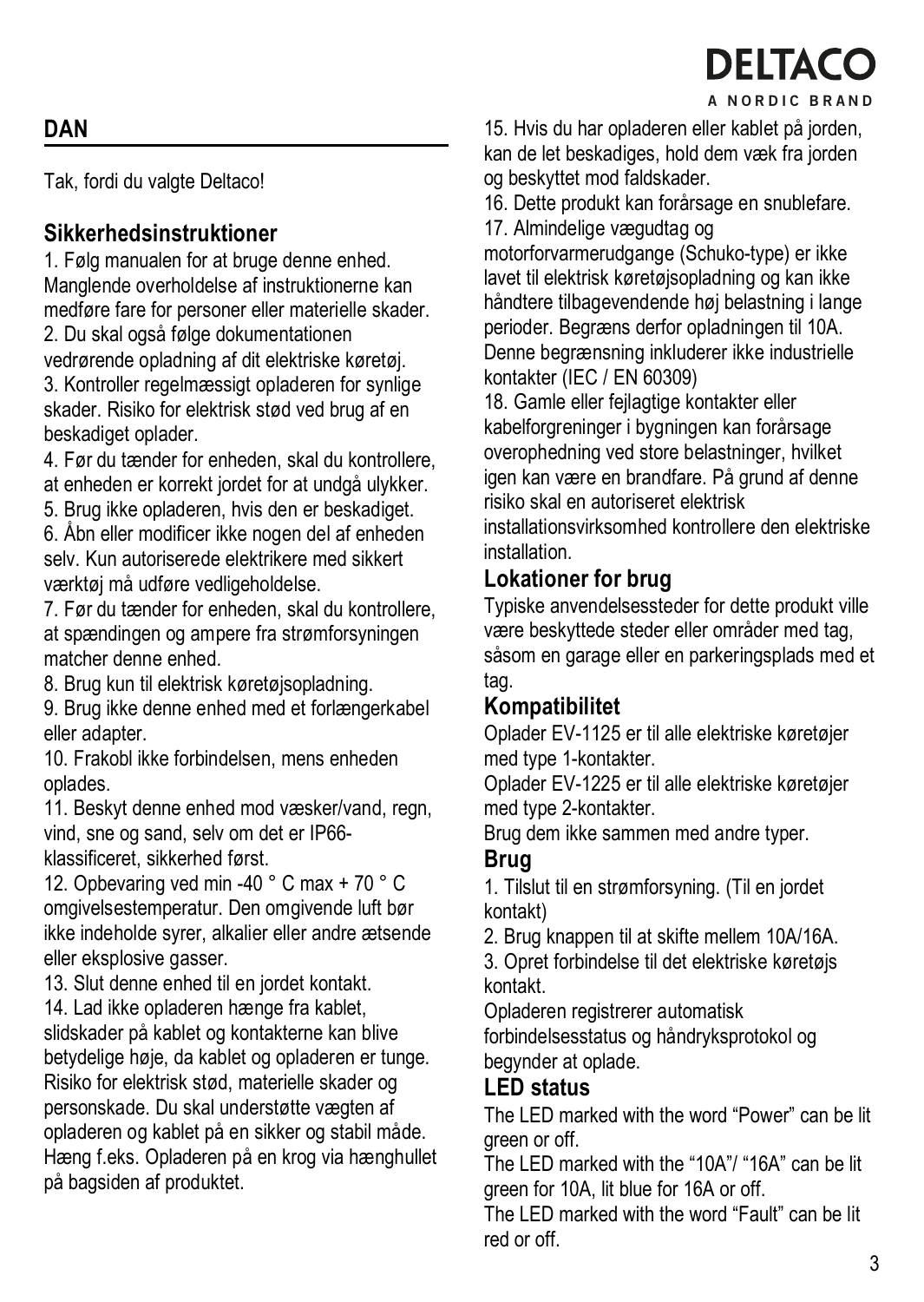## DAN

Tak, fordi du valgte Deltaco!

### Sikkerhedsinstruktioner

1. Følg manualen for at bruge denne enhed. Manglende overholdelse af instruktionerne kan medføre fare for personer eller materielle skader.
2. Du skal også følge dokumentationen vedrørende opladning af dit elektriske køretøj.
3. Kontroller regelmæssigt opladeren for synlige skader. Risiko for elektrisk stød ved brug af en beskadiget oplader.
4. Før du tænder for enheden, skal du kontrollere, at enheden er korrekt jordet for at undgå ulykker.
5. Brug ikke opladeren, hvis den er beskadiget.
6. Åbn eller modificer ikke nogen del af enheden selv. Kun autoriserede elektrikere med sikkert værktøj må udføre vedligeholdelse.
7. Før du tænder for enheden, skal du kontrollere, at spændingen og ampere fra strømforsyningen matcher denne enhed.
8. Brug kun til elektrisk køretøjsopladning.
9. Brug ikke denne enhed med et forlængerkabel eller adapter.
10. Frakobl ikke forbindelsen, mens enheden oplades.
11. Beskyt denne enhed mod væsker/vand, regn, vind, sne og sand, selv om det er IP66-klassificeret, sikkerhed først.
12. Opbevaring ved min -40 ° C max + 70 ° C omgivelsestemperatur. Den omgivende luft bør ikke indeholde syrer, alkalier eller andre ætsende eller eksplosive gasser.
13. Slut denne enhed til en jordet kontakt.
14. Lad ikke opladeren hænge fra kablet, slidskader på kablet og kontakterne kan blive betydelige høje, da kablet og opladeren er tunge. Risiko for elektrisk stød, materielle skader og personskade. Du skal understøtte vægten af opladeren og kablet på en sikker og stabil måde. Hæng f.eks. Opladeren på en krog via hænghullet på bagsiden af produktet.
15. Hvis du har opladeren eller kablet på jorden, kan de let beskadiges, hold dem væk fra jorden og beskyttet mod faldskader.
16. Dette produkt kan forårsage en snublefare.
17. Almindelige vægudtag og motorforvarmerudgange (Schuko-type) er ikke lavet til elektrisk køretøjsopladning og kan ikke håndtere tilbagevendende høj belastning i lange perioder. Begræns derfor opladningen til 10A. Denne begrænsning inkluderer ikke industrielle kontakter (IEC / EN 60309)
18. Gamle eller fejlagtige kontakter eller kabelforgreninger i bygningen kan forårsage overophedning ved store belastninger, hvilket igen kan være en brandfare. På grund af denne risiko skal en autoriseret elektrisk installationsvirksomhed kontrollere den elektriske installation.

### Lokationer for brug

Typiske anvendelsessteder for dette produkt ville være beskyttede steder eller områder med tag, såsom en garage eller en parkeringsplads med et tag.

### Kompatibilitet

Oplader EV-1125 er til alle elektriske køretøjer med type 1-kontakter.

Oplader EV-1225 er til alle elektriske køretøjer med type 2-kontakter.

Brug dem ikke sammen med andre typer.

### Brug

1. Tilslut til en strømforsyning. (Til en jordet kontakt)
2. Brug knappen til at skifte mellem 10A/16A.
3. Opret forbindelse til det elektriske køretøjs kontakt.

Opladeren registrerer automatisk forbindelsesstatus og håndryksprotokol og begynder at oplade.

### LED status

The LED marked with the word "Power" can be lit green or off.

The LED marked with the "10A"/ "16A" can be lit green for 10A, lit blue for 16A or off.

The LED marked with the word "Fault" can be lit red or off.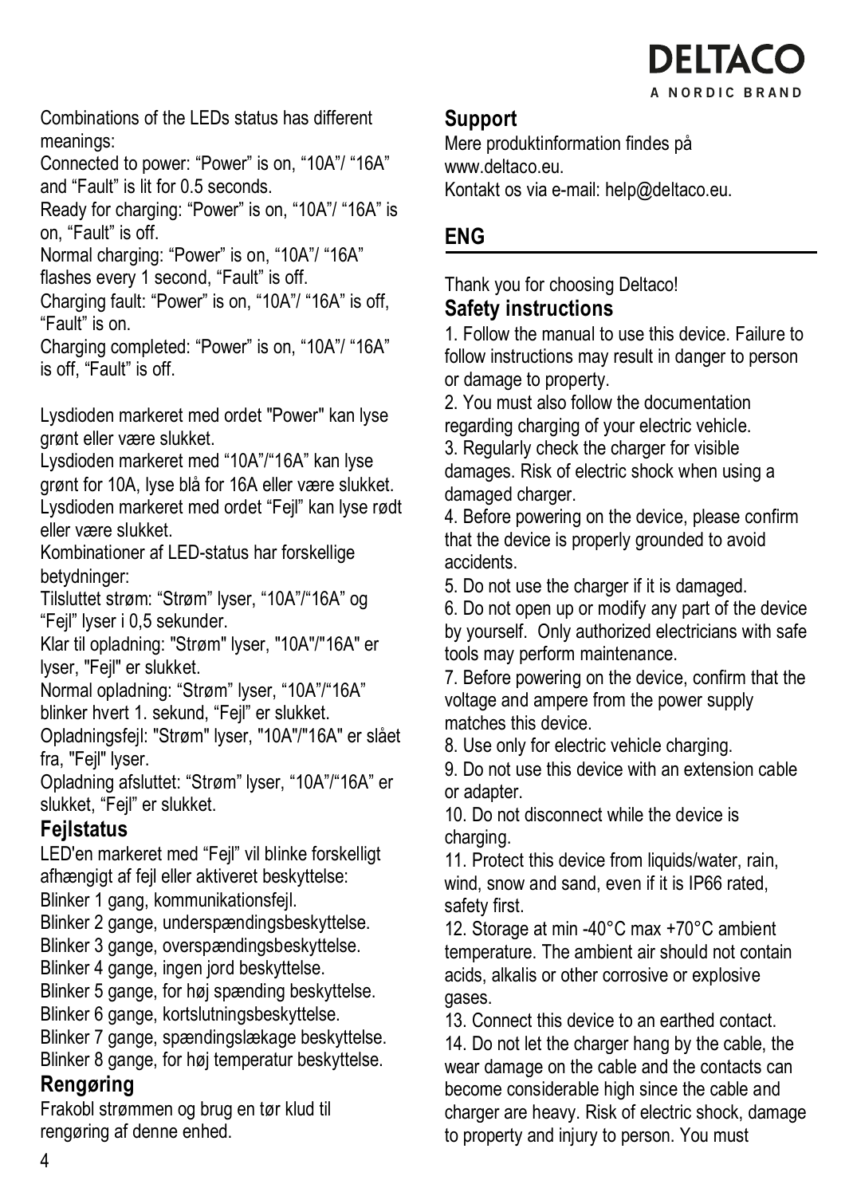Combinations of the LEDs status has different meanings:
Connected to power: “Power” is on, “10A”/ “16A” and “Fault” is lit for 0.5 seconds.
Ready for charging: “Power” is on, “10A”/ “16A” is on, “Fault” is off.
Normal charging: “Power” is on, “10A”/ “16A” flashes every 1 second, “Fault” is off.
Charging fault: “Power” is on, “10A”/ “16A” is off, “Fault” is on.
Charging completed: “Power” is on, “10A”/ “16A” is off, “Fault” is off.

Lysdioden markeret med ordet "Power" kan lyse grønt eller være slukket.
Lysdioden markeret med “10A”/“16A” kan lyse grønt for 10A, lyse blå for 16A eller være slukket.
Lysdioden markeret med ordet “Fejl” kan lyse rødt eller være slukket.
Kombinationer af LED-status har forskellige betydninger:
Tilsluttet strøm: “Strøm” lyser, “10A”/“16A” og “Fejl” lyser i 0,5 sekunder.
Klar til opladning: "Strøm" lyser, "10A"/"16A" er lyser, "Fejl" er slukket.
Normal opladning: “Strøm” lyser, “10A”/“16A” blinker hvert 1. sekund, “Fejl” er slukket.
Opladningsfejl: "Strøm" lyser, "10A"/"16A" er slået fra, "Fejl" lyser.
Opladning afsluttet: “Strøm” lyser, “10A”/“16A” er slukket, “Fejl” er slukket.

### Fejlstatus

LED'en markeret med “Fejl” vil blinke forskelligt afhængigt af fejl eller aktiveret beskyttelse:
Blinker 1 gang, kommunikationsfejl.
Blinker 2 gange, underspændingsbeskyttelse.
Blinker 3 gange, overspændingsbeskyttelse.
Blinker 4 gange, ingen jord beskyttelse.
Blinker 5 gange, for høj spænding beskyttelse.
Blinker 6 gange, kortslutningsbeskyttelse.
Blinker 7 gange, spændingslækage beskyttelse.
Blinker 8 gange, for høj temperatur beskyttelse.

### Rengøring

Frakobl strømmen og brug en tør klud til rengøring af denne enhed.

### Support

Mere produktinformation findes på www.deltaco.eu.
Kontakt os via e-mail: help@deltaco.eu.

## ENG

Thank you for choosing Deltaco!

### Safety instructions

1. Follow the manual to use this device. Failure to follow instructions may result in danger to person or damage to property.
2. You must also follow the documentation regarding charging of your electric vehicle.
3. Regularly check the charger for visible damages. Risk of electric shock when using a damaged charger.
4. Before powering on the device, please confirm that the device is properly grounded to avoid accidents.
5. Do not use the charger if it is damaged.
6. Do not open up or modify any part of the device by yourself. Only authorized electricians with safe tools may perform maintenance.
7. Before powering on the device, confirm that the voltage and ampere from the power supply matches this device.
8. Use only for electric vehicle charging.
9. Do not use this device with an extension cable or adapter.
10. Do not disconnect while the device is charging.
11. Protect this device from liquids/water, rain, wind, snow and sand, even if it is IP66 rated, safety first.
12. Storage at min -40°C max +70°C ambient temperature. The ambient air should not contain acids, alkalis or other corrosive or explosive gases.
13. Connect this device to an earthed contact.
14. Do not let the charger hang by the cable, the wear damage on the cable and the contacts can become considerable high since the cable and charger are heavy. Risk of electric shock, damage to property and injury to person. You must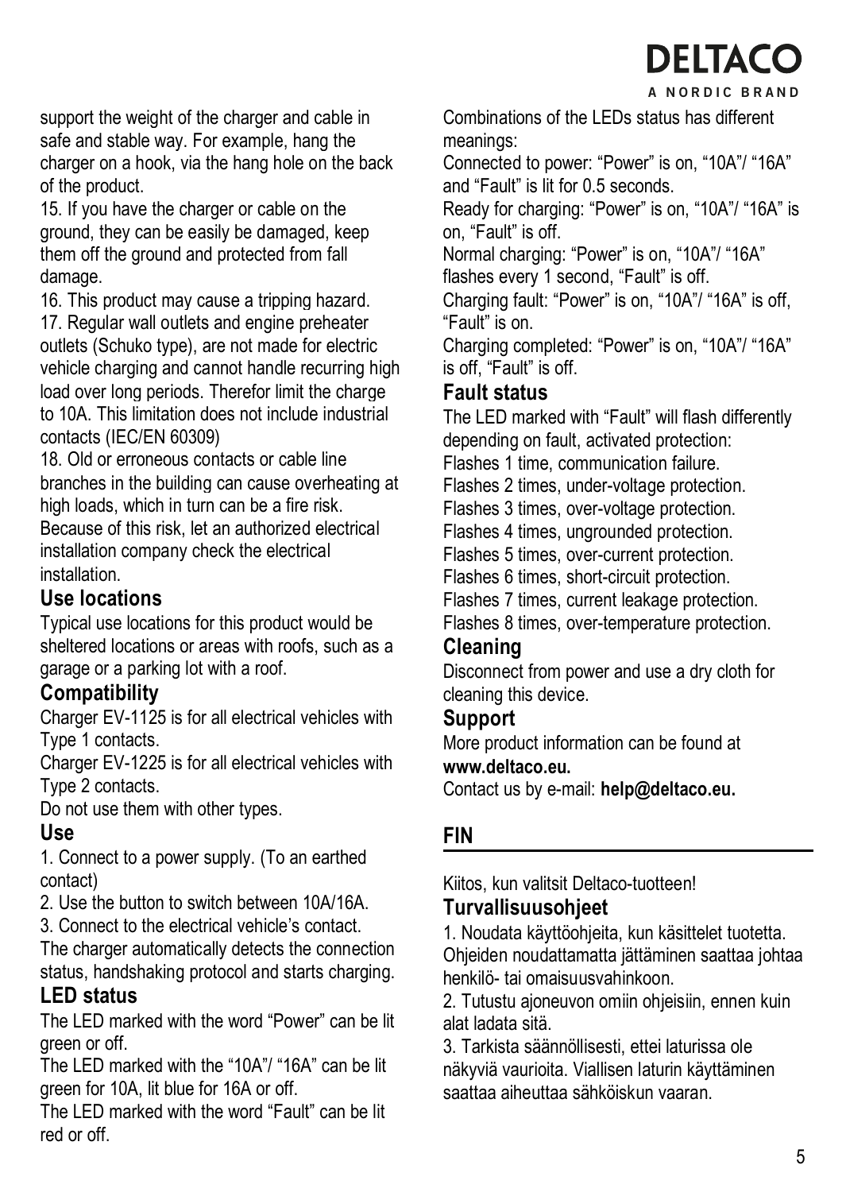support the weight of the charger and cable in safe and stable way. For example, hang the charger on a hook, via the hang hole on the back of the product.

15. If you have the charger or cable on the ground, they can be easily be damaged, keep them off the ground and protected from fall damage.

16. This product may cause a tripping hazard.

17. Regular wall outlets and engine preheater outlets (Schuko type), are not made for electric vehicle charging and cannot handle recurring high load over long periods. Therefor limit the charge to 10A. This limitation does not include industrial contacts (IEC/EN 60309)

18. Old or erroneous contacts or cable line branches in the building can cause overheating at high loads, which in turn can be a fire risk. Because of this risk, let an authorized electrical installation company check the electrical installation.

### Use locations

Typical use locations for this product would be sheltered locations or areas with roofs, such as a garage or a parking lot with a roof.

### Compatibility

Charger EV-1125 is for all electrical vehicles with Type 1 contacts.

Charger EV-1225 is for all electrical vehicles with Type 2 contacts.

Do not use them with other types.

### Use

1. Connect to a power supply. (To an earthed contact)
2. Use the button to switch between 10A/16A.
3. Connect to the electrical vehicle's contact.

The charger automatically detects the connection status, handshaking protocol and starts charging.

### LED status

The LED marked with the word "Power" can be lit green or off.

The LED marked with the "10A"/ "16A" can be lit green for 10A, lit blue for 16A or off.

The LED marked with the word "Fault" can be lit red or off.

Combinations of the LEDs status has different meanings:

Connected to power: "Power" is on, "10A"/ "16A" and "Fault" is lit for 0.5 seconds.

Ready for charging: "Power" is on, "10A"/ "16A" is on, "Fault" is off.

Normal charging: "Power" is on, "10A"/ "16A" flashes every 1 second, "Fault" is off.

Charging fault: "Power" is on, "10A"/ "16A" is off, "Fault" is on.

Charging completed: "Power" is on, "10A"/ "16A" is off, "Fault" is off.

### Fault status

The LED marked with "Fault" will flash differently depending on fault, activated protection:

Flashes 1 time, communication failure.

Flashes 2 times, under-voltage protection.

Flashes 3 times, over-voltage protection.

Flashes 4 times, ungrounded protection.

Flashes 5 times, over-current protection.

Flashes 6 times, short-circuit protection.

Flashes 7 times, current leakage protection.

Flashes 8 times, over-temperature protection.

### Cleaning

Disconnect from power and use a dry cloth for cleaning this device.

### Support

More product information can be found at **www.deltaco.eu.**

Contact us by e-mail: **help@deltaco.eu.**

## FIN

Kiitos, kun valitsit Deltaco-tuotteen!

### Turvallisuusohjeet

1. Noudata käyttöohjeita, kun käsittelet tuotetta. Ohjeiden noudattamatta jättäminen saattaa johtaa henkilö- tai omaisuusvahinkoon.
2. Tutustu ajoneuvon omiin ohjeisiin, ennen kuin alat ladata sitä.
3. Tarkista säännöllisesti, ettei laturissa ole näkyviä vaurioita. Viallisen laturin käyttäminen saattaa aiheuttaa sähköiskun vaaran.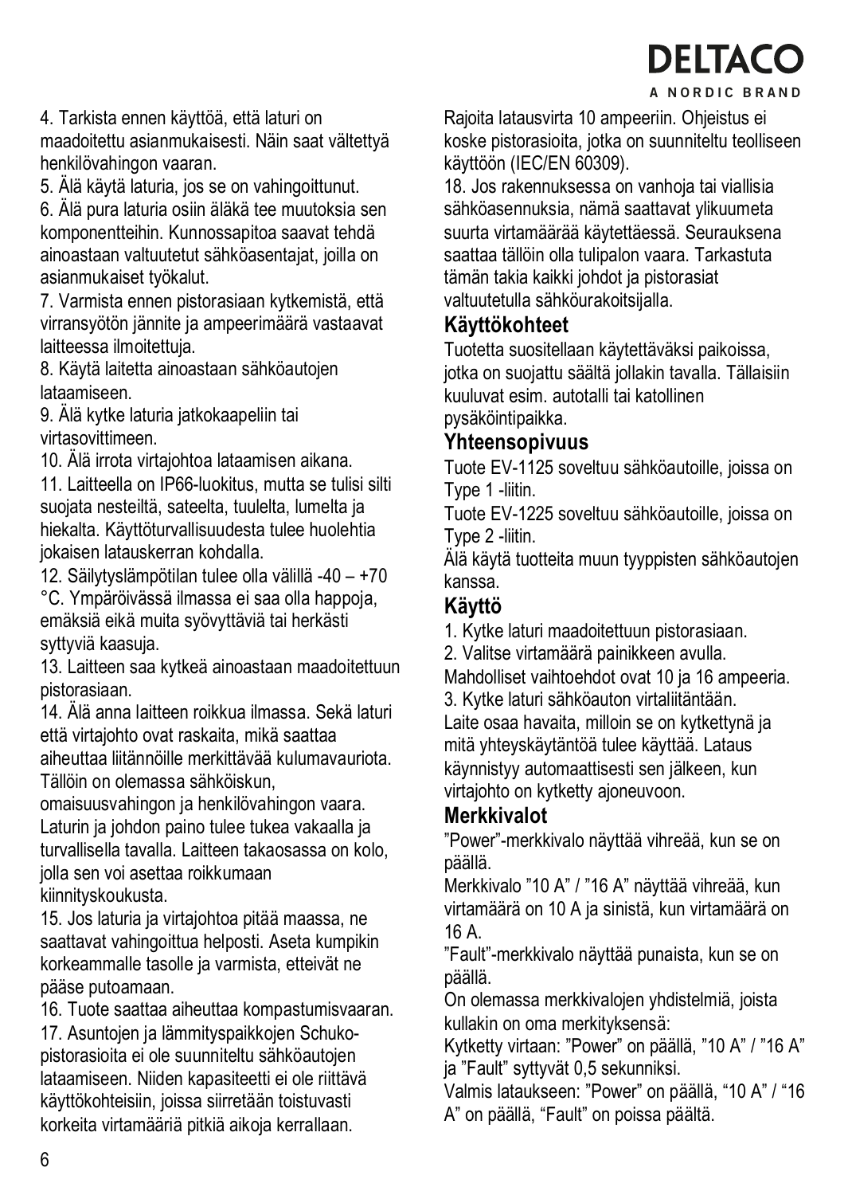4. Tarkista ennen käyttöä, että laturi on maadoitettu asianmukaisesti. Näin saat vältettyä henkilövahingon vaaran.
5. Älä käytä laturia, jos se on vahingoittunut.
6. Älä pura laturia osiin äläkä tee muutoksia sen komponentteihin. Kunnossapitoa saavat tehdä ainoastaan valtuutetut sähköasentajat, joilla on asianmukaiset työkalut.
7. Varmista ennen pistorasiaan kytkemistä, että virransyötön jännite ja ampeerimäärä vastaavat laitteessa ilmoitettuja.
8. Käytä laitetta ainoastaan sähköautojen lataamiseen.
9. Älä kytke laturia jatkokaapeliin tai virtasovittimeen.
10. Älä irrota virtajohtoa lataamisen aikana.
11. Laitteella on IP66-luokitus, mutta se tulisi silti suojata nesteiltä, sateelta, tuulelta, lumelta ja hiekalta. Käyttöturvallisuudesta tulee huolehtia jokaisen latauskerran kohdalla.
12. Säilytyslämpötilan tulee olla välillä -40 – +70 °C. Ympäröivässä ilmassa ei saa olla happoja, emäksiä eikä muita syövyttäviä tai herkästi syttyviä kaasuja.
13. Laitteen saa kytkeä ainoastaan maadoitettuun pistorasiaan.
14. Älä anna laitteen roikkua ilmassa. Sekä laturi että virtajohto ovat raskaita, mikä saattaa aiheuttaa liitännöille merkittävää kulumavauriota. Tällöin on olemassa sähköiskun, omaisuusvahingon ja henkilövahingon vaara. Laturin ja johdon paino tulee tukea vakaalla ja turvallisella tavalla. Laitteen takaosassa on kolo, jolla sen voi asettaa roikkumaan kiinnityskoukusta.
15. Jos laturia ja virtajohtoa pitää maassa, ne saattavat vahingoittua helposti. Aseta kumpikin korkeammalle tasolle ja varmista, etteivät ne pääse putoamaan.
16. Tuote saattaa aiheuttaa kompastumisvaaran.
17. Asuntojen ja lämmityspaikkojen Schuko-pistorasioita ei ole suunniteltu sähköautojen lataamiseen. Niiden kapasiteetti ei ole riittävä käyttökohteisiin, joissa siirretään toistuvasti korkeita virtamääriä pitkiä aikoja kerrallaan. Rajoita latausvirta 10 ampeeriin. Ohjeistus ei koske pistorasioita, jotka on suunniteltu teolliseen käyttöön (IEC/EN 60309).
18. Jos rakennuksessa on vanhoja tai viallisia sähköasennuksia, nämä saattavat ylikuumeta suurta virtamäärää käytettäessä. Seurauksena saattaa tällöin olla tulipalon vaara. Tarkastuta tämän takia kaikki johdot ja pistorasiat valtuutetulla sähköurakoitsijalla.

## Käyttökohteet

Tuotetta suositellaan käytettäväksi paikoissa, jotka on suojattu säältä jollakin tavalla. Tällaisiin kuuluvat esim. autotalli tai katollinen pysäköintipaikka.

## Yhteensopivuus

Tuote EV-1125 soveltuu sähköautoille, joissa on Type 1 -liitin.

Tuote EV-1225 soveltuu sähköautoille, joissa on Type 2 -liitin.

Älä käytä tuotteita muun tyyppisten sähköautojen kanssa.

## Käyttö

1. Kytke laturi maadoitettuun pistorasiaan.
2. Valitse virtamäärä painikkeen avulla.
Mahdolliset vaihtoehdot ovat 10 ja 16 ampeeria.
3. Kytke laturi sähköauton virtaliitäntään.
Laite osaa havaita, milloin se on kytkettynä ja mitä yhteyskäytäntöä tulee käyttää. Lataus käynnistyy automaattisesti sen jälkeen, kun virtajohto on kytketty ajoneuvoon.

## Merkkivalot

”Power”-merkkivalo näyttää vihreää, kun se on päällä.

Merkkivalo ”10 A” / ”16 A” näyttää vihreää, kun virtamäärä on 10 A ja sinistä, kun virtamäärä on 16 A.

”Fault”-merkkivalo näyttää punaista, kun se on päällä.

On olemassa merkkivalojen yhdistelmiä, joista kullakin on oma merkityksensä:

Kytketty virtaan: ”Power” on päällä, ”10 A” / ”16 A” ja ”Fault” syttyvät 0,5 sekunniksi.

Valmis lataukseen: ”Power” on päällä, “10 A” / “16 A” on päällä, “Fault” on poissa päältä.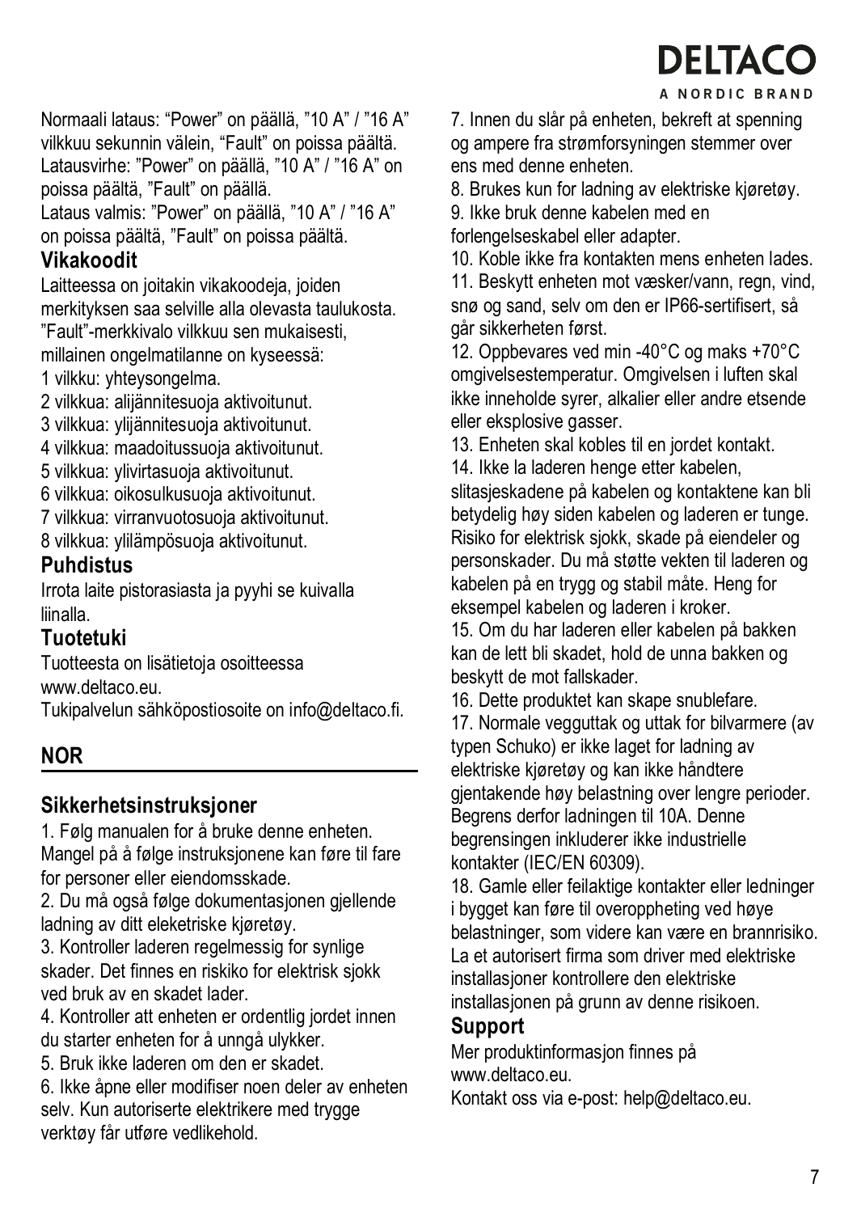Normaali lataus: “Power” on päällä, ”10 A” / ”16 A” vilkkuu sekunnin välein, “Fault” on poissa päältä.
Latausvirhe: ”Power” on päällä, ”10 A” / ”16 A” on poissa päältä, ”Fault” on päällä.
Lataus valmis: ”Power” on päällä, ”10 A” / ”16 A” on poissa päältä, ”Fault” on poissa päältä.

### Vikakoodit

Laitteessa on joitakin vikakoodeja, joiden merkityksen saa selville alla olevasta taulukosta. ”Fault”-merkkivalo vilkkuu sen mukaisesti, millainen ongelmatilanne on kyseessä:

1 vilkku: yhteysongelma.
2 vilkkua: alijännitesuoja aktivoitunut.
3 vilkkua: ylijännitesuoja aktivoitunut.
4 vilkkua: maadoitussuoja aktivoitunut.
5 vilkkua: ylivirtasuoja aktivoitunut.
6 vilkkua: oikosulkusuoja aktivoitunut.
7 vilkkua: virranvuotosuoja aktivoitunut.
8 vilkkua: ylilämpösuoja aktivoitunut.

### Puhdistus

Irrota laite pistorasiasta ja pyyhi se kuivalla liinalla.

### Tuotetuki

Tuotteesta on lisätietoja osoitteessa www.deltaco.eu.
Tukipalvelun sähköpostiosoite on info@deltaco.fi.

## NOR

### Sikkerhetsinstruksjoner

1. Følg manualen for å bruke denne enheten. Mangel på å følge instruksjonene kan føre til fare for personer eller eiendomsskade.
2. Du må også følge dokumentasjonen gjellende ladning av ditt eleketriske kjøretøy.
3. Kontroller laderen regelmessig for synlige skader. Det finnes en riskiko for elektrisk sjokk ved bruk av en skadet lader.
4. Kontroller att enheten er ordentlig jordet innen du starter enheten for å unngå ulykker.
5. Bruk ikke laderen om den er skadet.
6. Ikke åpne eller modifiser noen deler av enheten selv. Kun autoriserte elektrikere med trygge verktøy får utføre vedlikehold.
7. Innen du slår på enheten, bekreft at spenning og ampere fra strømforsyningen stemmer over ens med denne enheten.
8. Brukes kun for ladning av elektriske kjøretøy.
9. Ikke bruk denne kabelen med en forlengelseskabel eller adapter.
10. Koble ikke fra kontakten mens enheten lades.
11. Beskytt enheten mot væsker/vann, regn, vind, snø og sand, selv om den er IP66-sertifisert, så går sikkerheten først.
12. Oppbevares ved min -40°C og maks +70°C omgivelsestemperatur. Omgivelsen i luften skal ikke inneholde syrer, alkalier eller andre etsende eller eksplosive gasser.
13. Enheten skal kobles til en jordet kontakt.
14. Ikke la laderen henge etter kabelen, slitasjeskadene på kabelen og kontaktene kan bli betydelig høy siden kabelen og laderen er tunge. Risiko for elektrisk sjokk, skade på eiendeler og personskader. Du må støtte vekten til laderen og kabelen på en trygg og stabil måte. Heng for eksempel kabelen og laderen i kroker.
15. Om du har laderen eller kabelen på bakken kan de lett bli skadet, hold de unna bakken og beskytt de mot fallskader.
16. Dette produktet kan skape snublefare.
17. Normale vegguttak og uttak for bilvarmere (av typen Schuko) er ikke laget for ladning av elektriske kjøretøy og kan ikke håndtere gjentakende høy belastning over lengre perioder. Begrens derfor ladningen til 10A. Denne begrensingen inkluderer ikke industrielle kontakter (IEC/EN 60309).
18. Gamle eller feilaktige kontakter eller ledninger i bygget kan føre til overoppheting ved høye belastninger, som videre kan være en brannrisiko. La et autorisert firma som driver med elektriske installasjoner kontrollere den elektriske installasjonen på grunn av denne risikoen.

### Support

Mer produktinformasjon finnes på www.deltaco.eu.
Kontakt oss via e-post: help@deltaco.eu.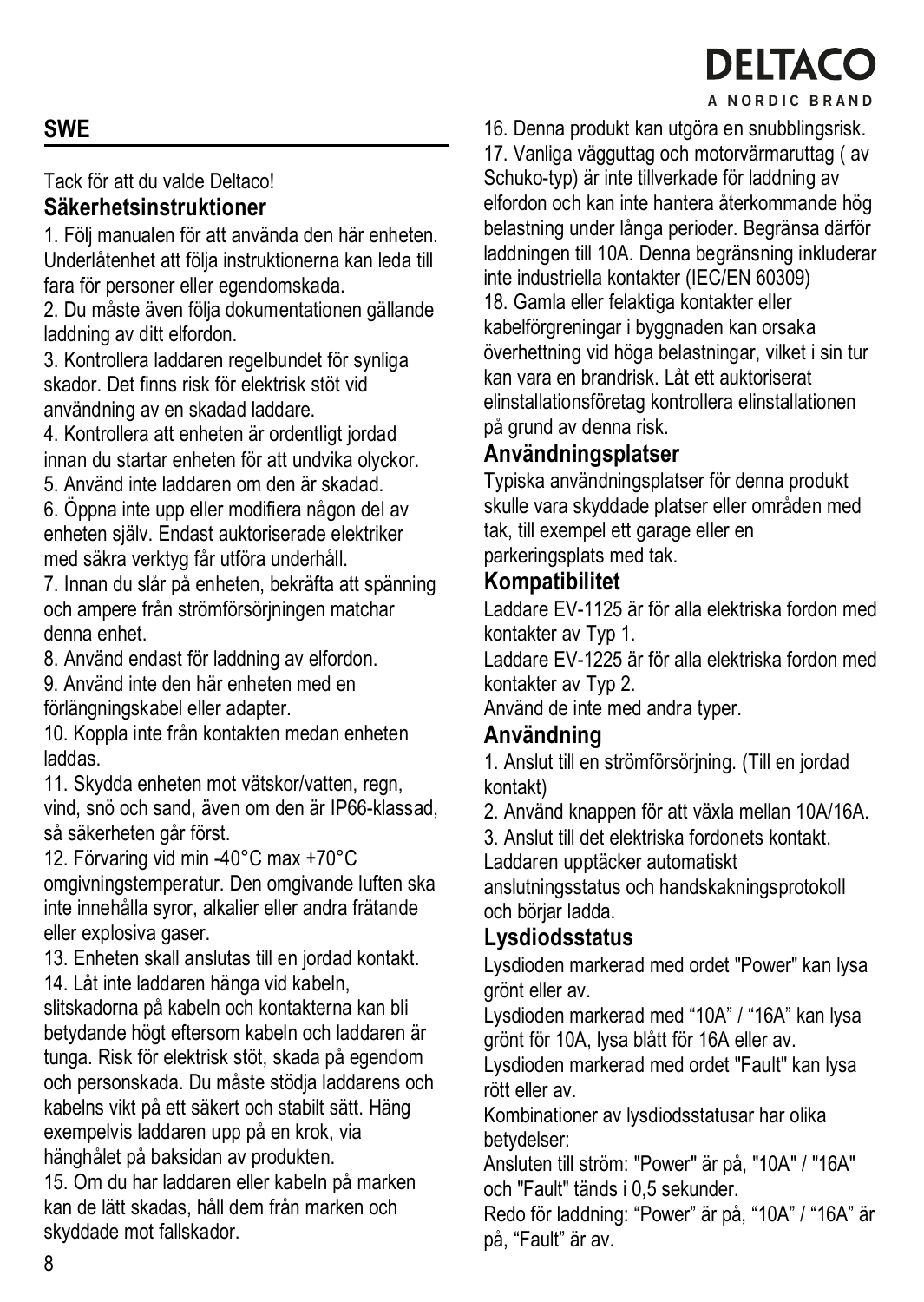## SWE

Tack för att du valde Deltaco!

### Säkerhetsinstruktioner

1. Följ manualen för att använda den här enheten. Underlåtenhet att följa instruktionerna kan leda till fara för personer eller egendomskada.
2. Du måste även följa dokumentationen gällande laddning av ditt elfordon.
3. Kontrollera laddaren regelbundet för synliga skador. Det finns risk för elektrisk stöt vid användning av en skadad laddare.
4. Kontrollera att enheten är ordentligt jordad innan du startar enheten för att undvika olyckor.
5. Använd inte laddaren om den är skadad.
6. Öppna inte upp eller modifiera någon del av enheten själv. Endast auktoriserade elektriker med säkra verktyg får utföra underhåll.
7. Innan du slår på enheten, bekräfta att spänning och ampere från strömförsörjningen matchar denna enhet.
8. Använd endast för laddning av elfordon.
9. Använd inte den här enheten med en förlängningskabel eller adapter.
10. Koppla inte från kontakten medan enheten laddas.
11. Skydda enheten mot vätskor/vatten, regn, vind, snö och sand, även om den är IP66-klassad, så säkerheten går först.
12. Förvaring vid min -40°C max +70°C omgivningstemperatur. Den omgivande luften ska inte innehålla syror, alkalier eller andra frätande eller explosiva gaser.
13. Enheten skall anslutas till en jordad kontakt.
14. Låt inte laddaren hänga vid kabeln, slitskadorna på kabeln och kontakterna kan bli betydande högt eftersom kabeln och laddaren är tunga. Risk för elektrisk stöt, skada på egendom och personskada. Du måste stödja laddarens och kabelns vikt på ett säkert och stabilt sätt. Häng exempelvis laddaren upp på en krok, via hänghålet på baksidan av produkten.
15. Om du har laddaren eller kabeln på marken kan de lätt skadas, håll dem från marken och skyddade mot fallskador.
16. Denna produkt kan utgöra en snubblingsrisk.
17. Vanliga vägguttag och motorvärmaruttag ( av Schuko-typ) är inte tillverkade för laddning av elfordon och kan inte hantera återkommande hög belastning under långa perioder. Begränsa därför laddningen till 10A. Denna begränsning inkluderar inte industriella kontakter (IEC/EN 60309)
18. Gamla eller felaktiga kontakter eller kabelförgreningar i byggnaden kan orsaka överhettning vid höga belastningar, vilket i sin tur kan vara en brandrisk. Låt ett auktoriserat elinstallationsföretag kontrollera elinstallationen på grund av denna risk.

### Användningsplatser

Typiska användningsplatser för denna produkt skulle vara skyddade platser eller områden med tak, till exempel ett garage eller en parkeringsplats med tak.

### Kompatibilitet

Laddare EV-1125 är för alla elektriska fordon med kontakter av Typ 1.

Laddare EV-1225 är för alla elektriska fordon med kontakter av Typ 2.

Använd de inte med andra typer.

### Användning

1. Anslut till en strömförsörjning. (Till en jordad kontakt)
2. Använd knappen för att växla mellan 10A/16A.
3. Anslut till det elektriska fordonets kontakt. Laddaren upptäcker automatiskt anslutningsstatus och handskakningsprotokoll och börjar ladda.

### Lysdiodsstatus

Lysdioden markerad med ordet "Power" kan lysa grönt eller av.

Lysdioden markerad med “10A” / “16A” kan lysa grönt för 10A, lysa blått för 16A eller av.

Lysdioden markerad med ordet "Fault" kan lysa rött eller av.

Kombinationer av lysdiodsstatusar har olika betydelser:

Ansluten till ström: "Power" är på, "10A" / "16A" och "Fault" tänds i 0,5 sekunder.

Redo för laddning: “Power” är på, “10A” / “16A” är på, “Fault” är av.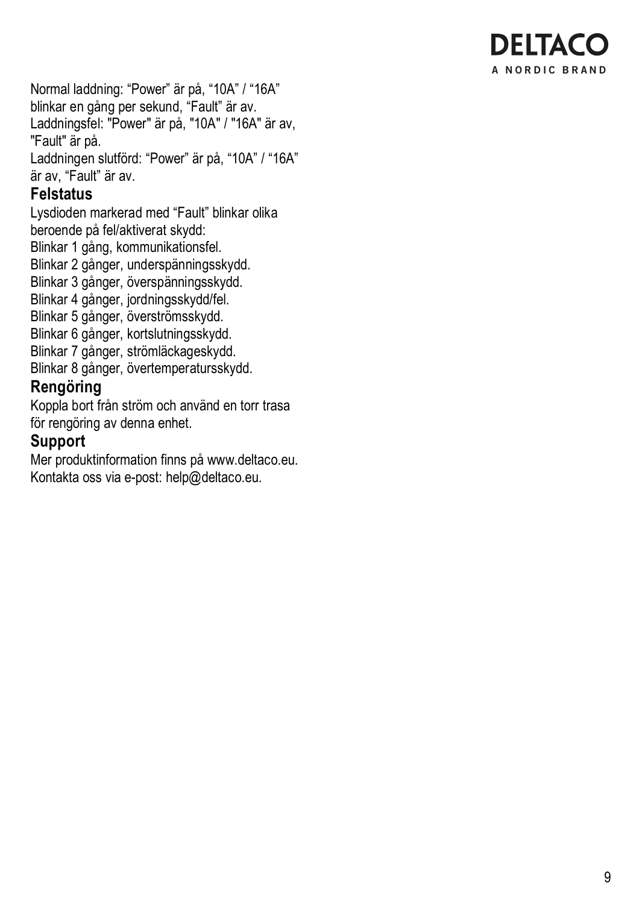Normal laddning: “Power” är på, “10A” / “16A” blinkar en gång per sekund, “Fault” är av.
Laddningsfel: "Power" är på, "10A" / "16A" är av, "Fault" är på.
Laddningen slutförd: “Power” är på, “10A” / “16A” är av, “Fault” är av.

## Felstatus

Lysdioden markerad med “Fault” blinkar olika beroende på fel/aktiverat skydd:
Blinkar 1 gång, kommunikationsfel.
Blinkar 2 gånger, underspänningsskydd.
Blinkar 3 gånger, överspänningsskydd.
Blinkar 4 gånger, jordningsskydd/fel.
Blinkar 5 gånger, överströmsskydd.
Blinkar 6 gånger, kortslutningsskydd.
Blinkar 7 gånger, strömläckageskydd.
Blinkar 8 gånger, övertemperatursskydd.

## Rengöring

Koppla bort från ström och använd en torr trasa för rengöring av denna enhet.

## Support

Mer produktinformation finns på www.deltaco.eu.
Kontakta oss via e-post: help@deltaco.eu.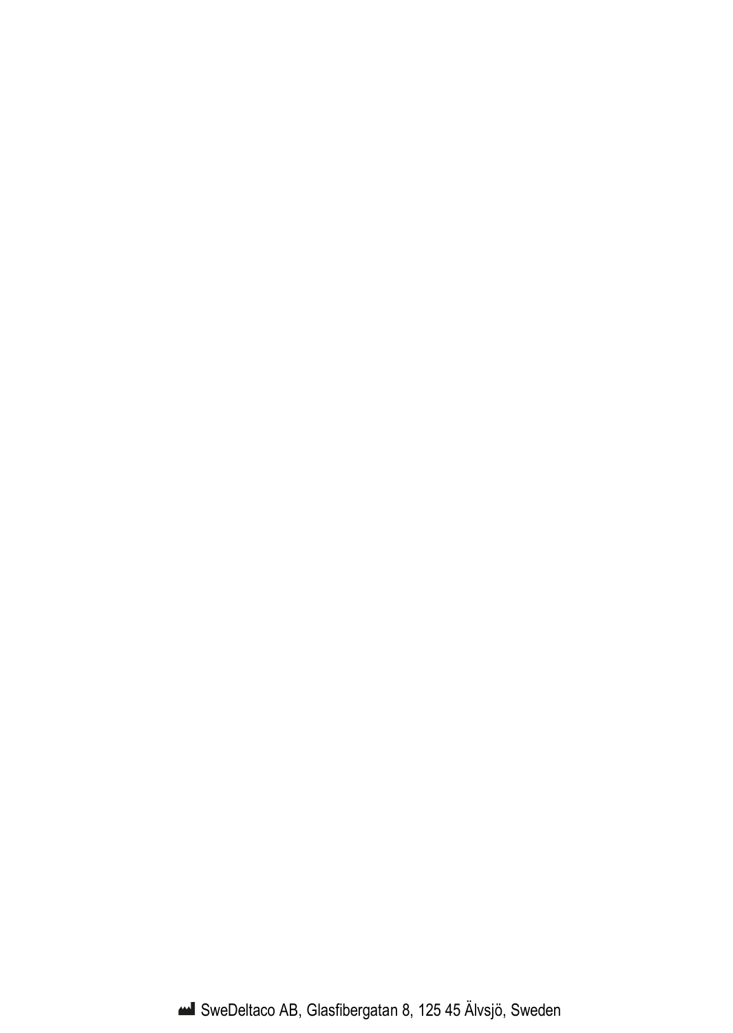SweDeltaco AB, Glasfibergatan 8, 125 45 Älvsjö, Sweden